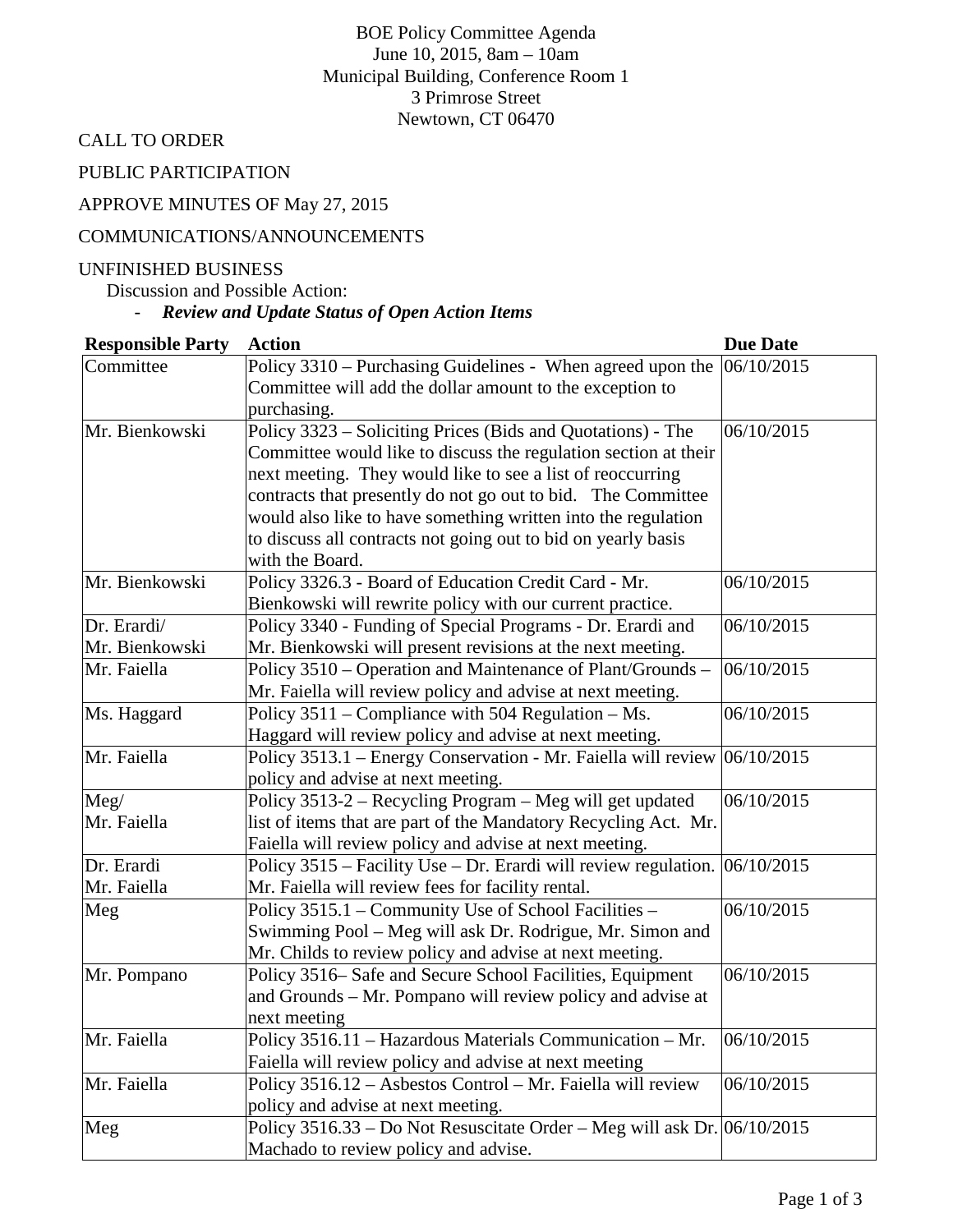BOE Policy Committee Agenda
June 10, 2015, 8am – 10am
Municipal Building, Conference Room 1
3 Primrose Street
Newtown, CT 06470

CALL TO ORDER

PUBLIC PARTICIPATION

APPROVE MINUTES OF May 27, 2015

COMMUNICATIONS/ANNOUNCEMENTS

UNFINISHED BUSINESS

Discussion and Possible Action:

- ***Review and Update Status of Open Action Items***

| Responsible Party | Action | Due Date |
|---|---|---|
| Committee | Policy 3310 – Purchasing Guidelines - When agreed upon the Committee will add the dollar amount to the exception to purchasing. | 06/10/2015 |
| Mr. Bienkowski | Policy 3323 – Soliciting Prices (Bids and Quotations) - The Committee would like to discuss the regulation section at their next meeting. They would like to see a list of reoccurring contracts that presently do not go out to bid. The Committee would also like to have something written into the regulation to discuss all contracts not going out to bid on yearly basis with the Board. | 06/10/2015 |
| Mr. Bienkowski | Policy 3326.3 - Board of Education Credit Card - Mr. Bienkowski will rewrite policy with our current practice. | 06/10/2015 |
| Dr. Erardi/ Mr. Bienkowski | Policy 3340 - Funding of Special Programs - Dr. Erardi and Mr. Bienkowski will present revisions at the next meeting. | 06/10/2015 |
| Mr. Faiella | Policy 3510 – Operation and Maintenance of Plant/Grounds – Mr. Faiella will review policy and advise at next meeting. | 06/10/2015 |
| Ms. Haggard | Policy 3511 – Compliance with 504 Regulation – Ms. Haggard will review policy and advise at next meeting. | 06/10/2015 |
| Mr. Faiella | Policy 3513.1 – Energy Conservation - Mr. Faiella will review policy and advise at next meeting. | 06/10/2015 |
| Meg/ Mr. Faiella | Policy 3513-2 – Recycling Program – Meg will get updated list of items that are part of the Mandatory Recycling Act. Mr. Faiella will review policy and advise at next meeting. | 06/10/2015 |
| Dr. Erardi Mr. Faiella | Policy 3515 – Facility Use – Dr. Erardi will review regulation. Mr. Faiella will review fees for facility rental. | 06/10/2015 |
| Meg | Policy 3515.1 – Community Use of School Facilities – Swimming Pool – Meg will ask Dr. Rodrigue, Mr. Simon and Mr. Childs to review policy and advise at next meeting. | 06/10/2015 |
| Mr. Pompano | Policy 3516– Safe and Secure School Facilities, Equipment and Grounds – Mr. Pompano will review policy and advise at next meeting | 06/10/2015 |
| Mr. Faiella | Policy 3516.11 – Hazardous Materials Communication – Mr. Faiella will review policy and advise at next meeting | 06/10/2015 |
| Mr. Faiella | Policy 3516.12 – Asbestos Control – Mr. Faiella will review policy and advise at next meeting. | 06/10/2015 |
| Meg | Policy 3516.33 – Do Not Resuscitate Order – Meg will ask Dr. Machado to review policy and advise. | 06/10/2015 |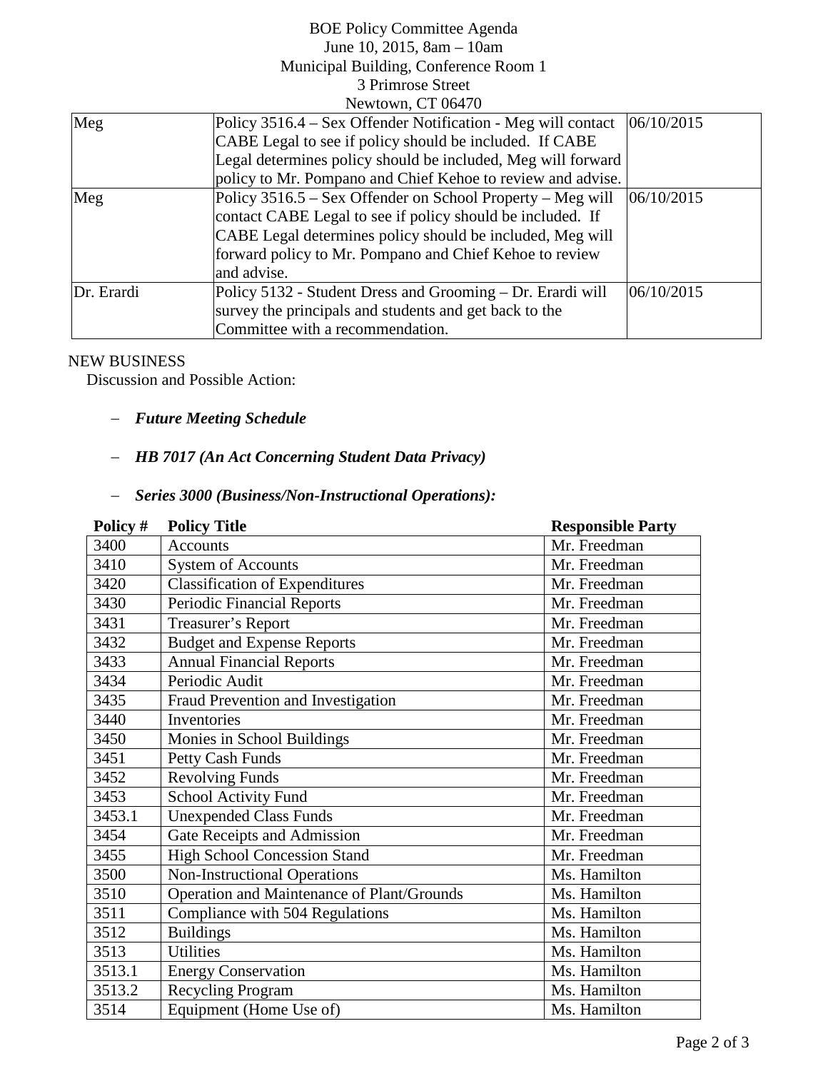BOE Policy Committee Agenda
June 10, 2015, 8am – 10am
Municipal Building, Conference Room 1
3 Primrose Street
Newtown, CT 06470

| | | |
|---|---|---|
| Meg | Policy 3516.4 – Sex Offender Notification - Meg will contact CABE Legal to see if policy should be included. If CABE Legal determines policy should be included, Meg will forward policy to Mr. Pompano and Chief Kehoe to review and advise. | 06/10/2015 |
| Meg | Policy 3516.5 – Sex Offender on School Property – Meg will contact CABE Legal to see if policy should be included. If CABE Legal determines policy should be included, Meg will forward policy to Mr. Pompano and Chief Kehoe to review and advise. | 06/10/2015 |
| Dr. Erardi | Policy 5132 - Student Dress and Grooming – Dr. Erardi will survey the principals and students and get back to the Committee with a recommendation. | 06/10/2015 |

NEW BUSINESS

Discussion and Possible Action:

- ***Future Meeting Schedule***
- ***HB 7017 (An Act Concerning Student Data Privacy)***
- ***Series 3000 (Business/Non-Instructional Operations):***

| Policy # | Policy Title | Responsible Party |
|---|---|---|
| 3400 | Accounts | Mr. Freedman |
| 3410 | System of Accounts | Mr. Freedman |
| 3420 | Classification of Expenditures | Mr. Freedman |
| 3430 | Periodic Financial Reports | Mr. Freedman |
| 3431 | Treasurer's Report | Mr. Freedman |
| 3432 | Budget and Expense Reports | Mr. Freedman |
| 3433 | Annual Financial Reports | Mr. Freedman |
| 3434 | Periodic Audit | Mr. Freedman |
| 3435 | Fraud Prevention and Investigation | Mr. Freedman |
| 3440 | Inventories | Mr. Freedman |
| 3450 | Monies in School Buildings | Mr. Freedman |
| 3451 | Petty Cash Funds | Mr. Freedman |
| 3452 | Revolving Funds | Mr. Freedman |
| 3453 | School Activity Fund | Mr. Freedman |
| 3453.1 | Unexpended Class Funds | Mr. Freedman |
| 3454 | Gate Receipts and Admission | Mr. Freedman |
| 3455 | High School Concession Stand | Mr. Freedman |
| 3500 | Non-Instructional Operations | Ms. Hamilton |
| 3510 | Operation and Maintenance of Plant/Grounds | Ms. Hamilton |
| 3511 | Compliance with 504 Regulations | Ms. Hamilton |
| 3512 | Buildings | Ms. Hamilton |
| 3513 | Utilities | Ms. Hamilton |
| 3513.1 | Energy Conservation | Ms. Hamilton |
| 3513.2 | Recycling Program | Ms. Hamilton |
| 3514 | Equipment (Home Use of) | Ms. Hamilton |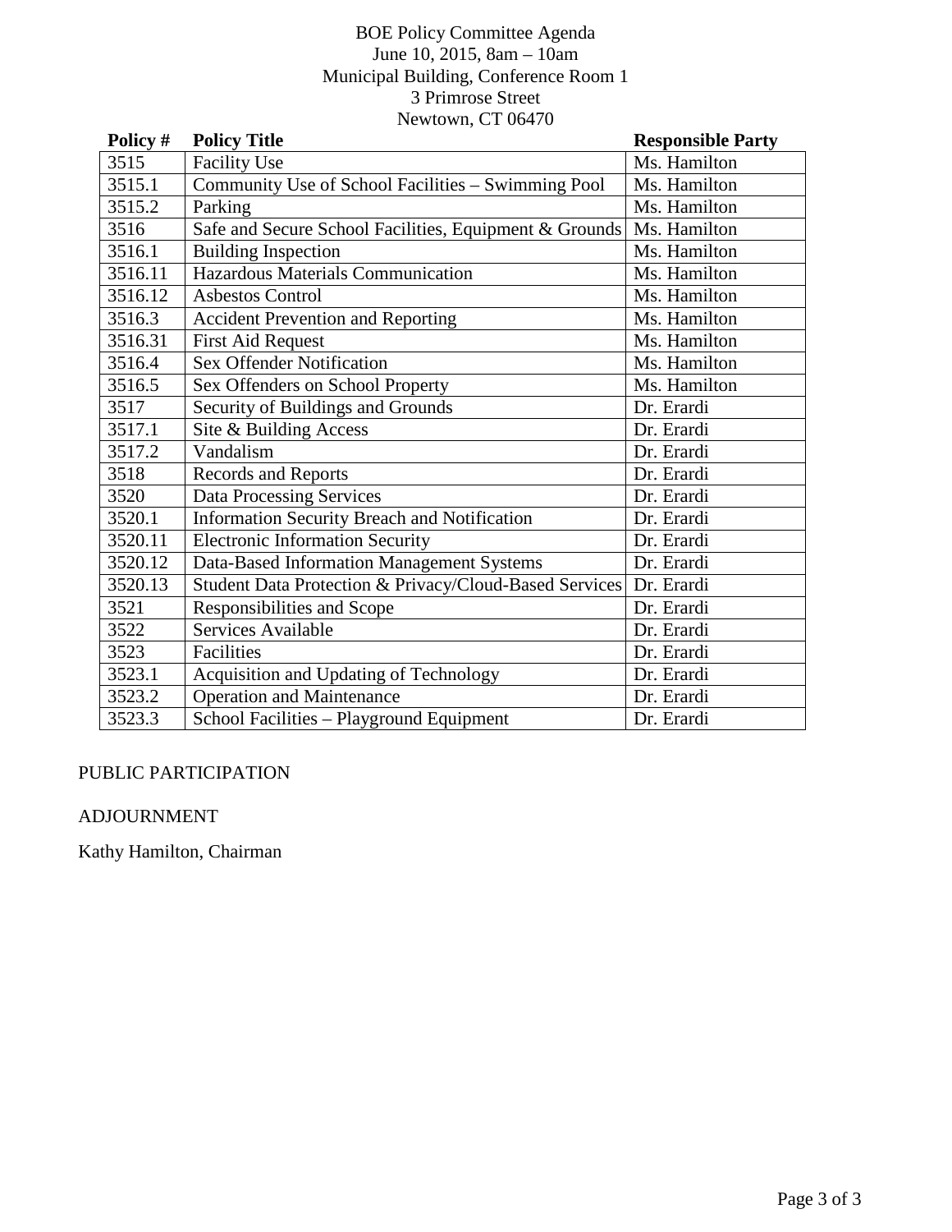BOE Policy Committee Agenda
June 10, 2015, 8am – 10am
Municipal Building, Conference Room 1
3 Primrose Street
Newtown, CT 06470

| Policy # | Policy Title | Responsible Party |
|---|---|---|
| 3515 | Facility Use | Ms. Hamilton |
| 3515.1 | Community Use of School Facilities – Swimming Pool | Ms. Hamilton |
| 3515.2 | Parking | Ms. Hamilton |
| 3516 | Safe and Secure School Facilities, Equipment & Grounds | Ms. Hamilton |
| 3516.1 | Building Inspection | Ms. Hamilton |
| 3516.11 | Hazardous Materials Communication | Ms. Hamilton |
| 3516.12 | Asbestos Control | Ms. Hamilton |
| 3516.3 | Accident Prevention and Reporting | Ms. Hamilton |
| 3516.31 | First Aid Request | Ms. Hamilton |
| 3516.4 | Sex Offender Notification | Ms. Hamilton |
| 3516.5 | Sex Offenders on School Property | Ms. Hamilton |
| 3517 | Security of Buildings and Grounds | Dr. Erardi |
| 3517.1 | Site & Building Access | Dr. Erardi |
| 3517.2 | Vandalism | Dr. Erardi |
| 3518 | Records and Reports | Dr. Erardi |
| 3520 | Data Processing Services | Dr. Erardi |
| 3520.1 | Information Security Breach and Notification | Dr. Erardi |
| 3520.11 | Electronic Information Security | Dr. Erardi |
| 3520.12 | Data-Based Information Management Systems | Dr. Erardi |
| 3520.13 | Student Data Protection & Privacy/Cloud-Based Services | Dr. Erardi |
| 3521 | Responsibilities and Scope | Dr. Erardi |
| 3522 | Services Available | Dr. Erardi |
| 3523 | Facilities | Dr. Erardi |
| 3523.1 | Acquisition and Updating of Technology | Dr. Erardi |
| 3523.2 | Operation and Maintenance | Dr. Erardi |
| 3523.3 | School Facilities – Playground Equipment | Dr. Erardi |

PUBLIC PARTICIPATION

ADJOURNMENT

Kathy Hamilton, Chairman